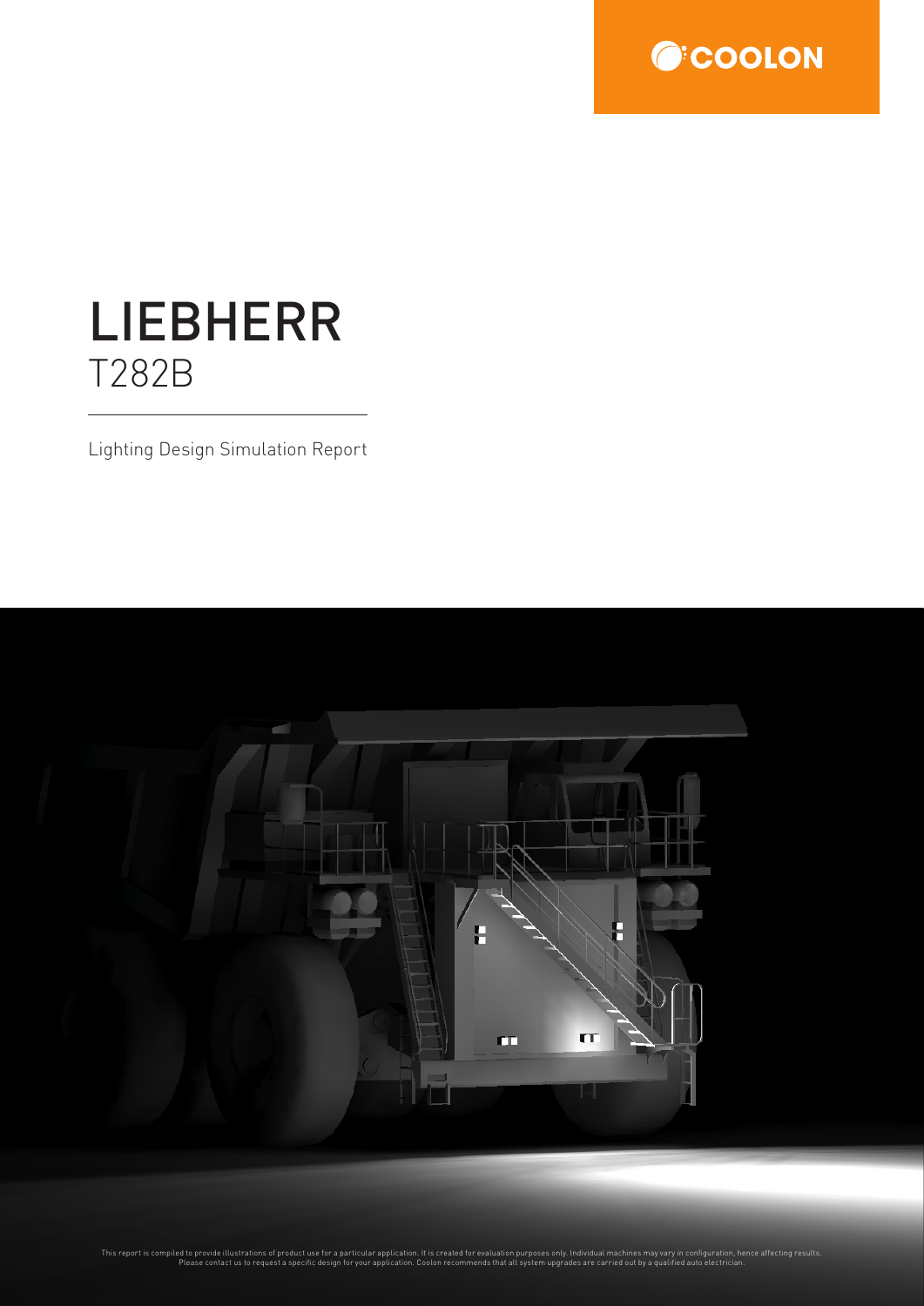COOLON

# LIEBHERR
## T282B

Lighting Design Simulation Report

This report is compiled to provide illustrations of product use for a particular application. It is created for evaluation purposes only. Individual machines may vary in configuration, hence affecting results. Please contact us to request a specific design for your application. Coolon recommends that all system upgrades are carried out by a qualified auto electrician.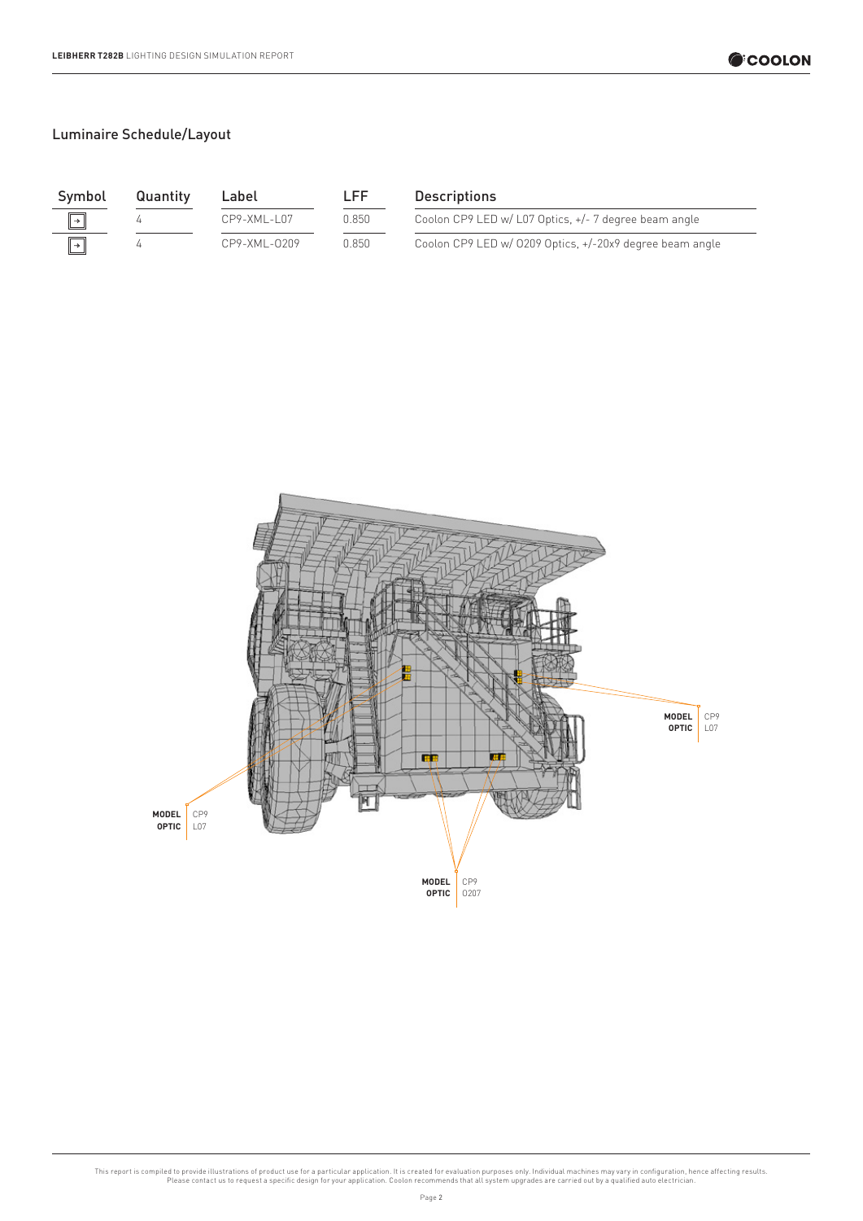## Luminaire Schedule/Layout

| Symbol | Quantity | Label | LFF | Descriptions |
| --- | --- | --- | --- | --- |
| ⇥ | 4 | CP9-XML-L07 | 0.850 | Coolon CP9 LED w/ L07 Optics, +/- 7 degree beam angle |
| ⇥ | 4 | CP9-XML-O209 | 0.850 | Coolon CP9 LED w/ O209 Optics, +/-20x9 degree beam angle |

**MODEL** CP9
**OPTIC** L07

**MODEL** CP9
**OPTIC** L07

**MODEL** CP9
**OPTIC** O207

This report is compiled to provide illustrations of product use for a particular application. It is created for evaluation purposes only. Individual machines may vary in configuration, hence affecting results. Please contact us to request a specific design for your application. Coolon recommends that all system upgrades are carried out by a qualified auto electrician.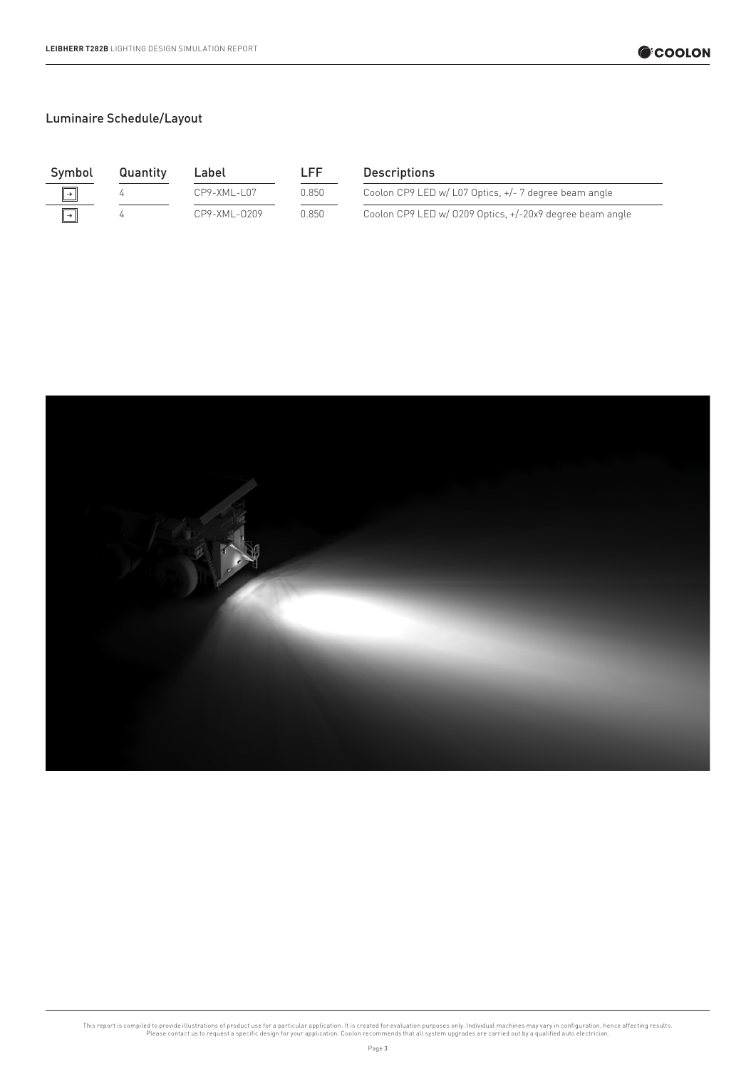## Luminaire Schedule/Layout

| Symbol | Quantity | Label | LFF | Descriptions |
|---|---|---|---|---|
| → | 4 | CP9-XML-L07 | 0.850 | Coolon CP9 LED w/ L07 Optics, +/- 7 degree beam angle |
| → | 4 | CP9-XML-O209 | 0.850 | Coolon CP9 LED w/ O209 Optics, +/-20x9 degree beam angle |

This report is compiled to provide illustrations of product use for a particular application. It is created for evaluation purposes only. Individual machines may vary in configuration, hence affecting results. Please contact us to request a specific design for your application. Coolon recommends that all system upgrades are carried out by a qualified auto electrician.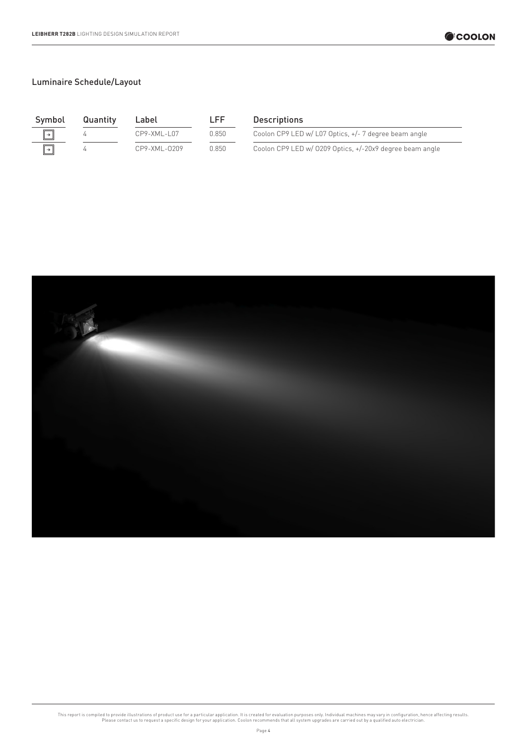## Luminaire Schedule/Layout

| Symbol | Quantity | Label | LFF | Descriptions |
| --- | --- | --- | --- | --- |
| → | 4 | CP9-XML-L07 | 0.850 | Coolon CP9 LED w/ L07 Optics, +/- 7 degree beam angle |
| → | 4 | CP9-XML-O209 | 0.850 | Coolon CP9 LED w/ O209 Optics, +/-20x9 degree beam angle |

This report is compiled to provide illustrations of product use for a particular application. It is created for evaluation purposes only. Individual machines may vary in configuration, hence affecting results. Please contact us to request a specific design for your application. Coolon recommends that all system upgrades are carried out by a qualified auto electrician.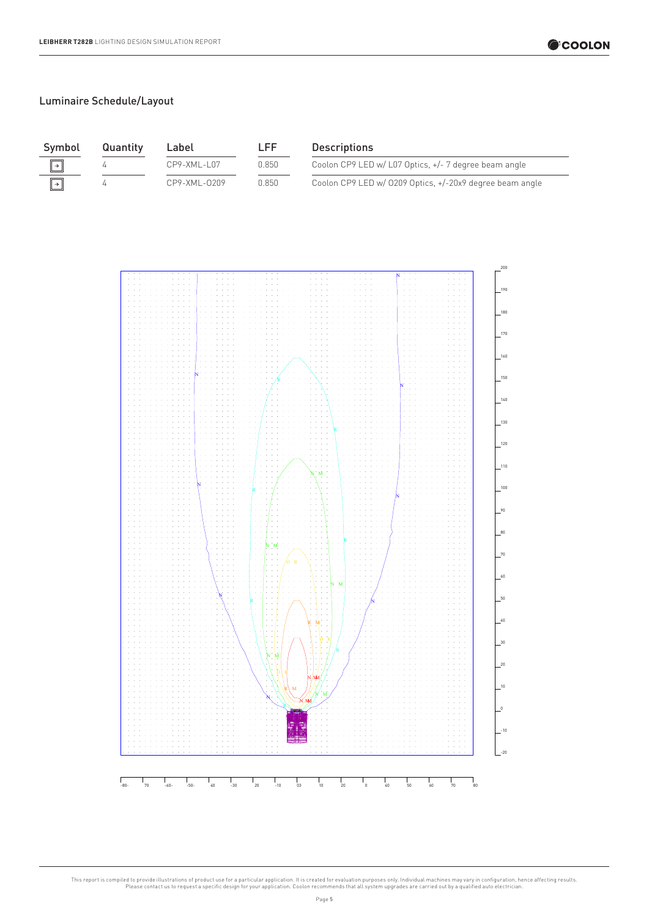## Luminaire Schedule/Layout

| Symbol | Quantity | Label | LFF | Descriptions |
|---|---|---|---|---|
| → | 4 | CP9-XML-L07 | 0.850 | Coolon CP9 LED w/ L07 Optics, +/- 7 degree beam angle |
| → | 4 | CP9-XML-O209 | 0.850 | Coolon CP9 LED w/ O209 Optics, +/-20x9 degree beam angle |

This report is compiled to provide illustrations of product use for a particular application. It is created for evaluation purposes only. Individual machines may vary in configuration, hence affecting results. Please contact us to request a specific design for your application. Coolon recommends that all system upgrades are carried out by a qualified auto electrician.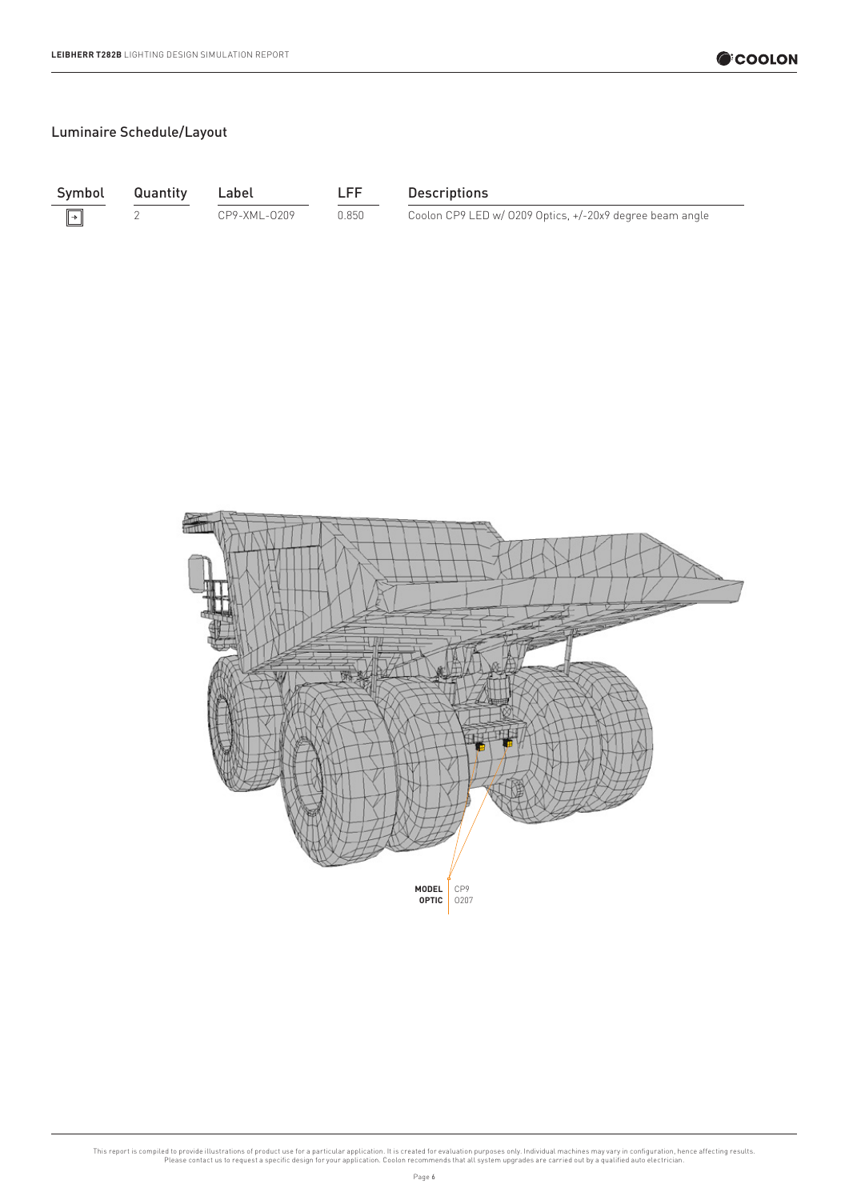## Luminaire Schedule/Layout

| Symbol | Quantity | Label | LFF | Descriptions |
| --- | --- | --- | --- | --- |
| ⊡ | 2 | CP9-XML-O209 | 0.850 | Coolon CP9 LED w/ O209 Optics, +/-20x9 degree beam angle |

**MODEL** CP9
**OPTIC** O207

This report is compiled to provide illustrations of product use for a particular application. It is created for evaluation purposes only. Individual machines may vary in configuration, hence affecting results. Please contact us to request a specific design for your application. Coolon recommends that all system upgrades are carried out by a qualified auto electrician.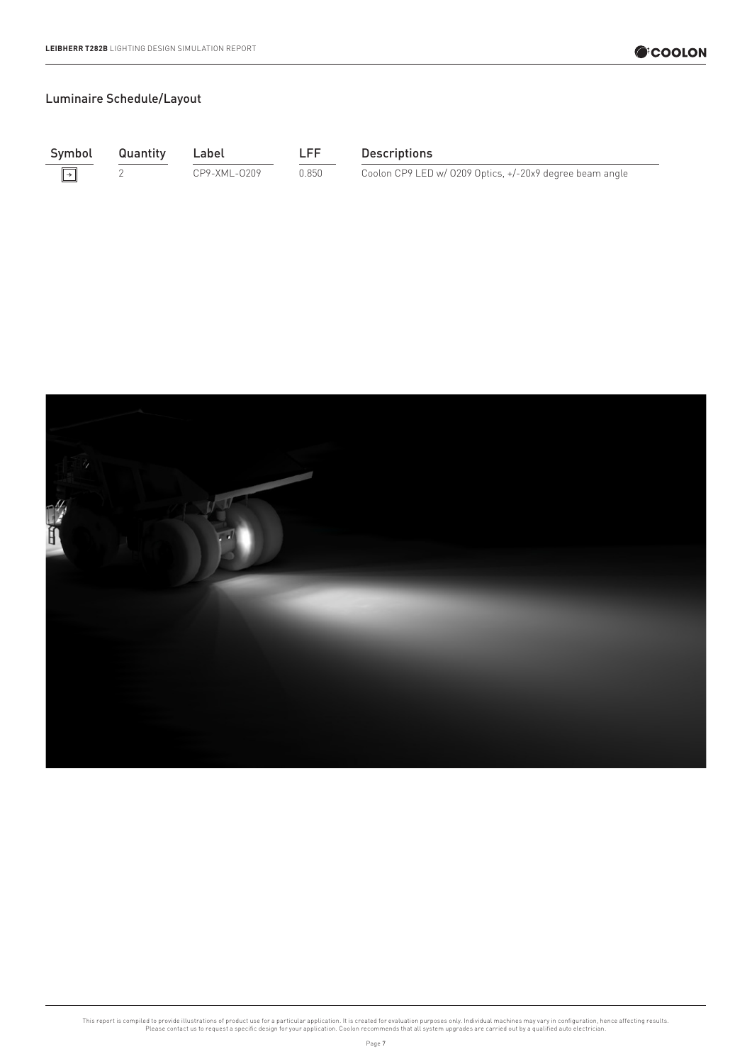## Luminaire Schedule/Layout

| Symbol | Quantity | Label | LFF | Descriptions |
|---|---|---|---|---|
| → | 2 | CP9-XML-O209 | 0.850 | Coolon CP9 LED w/ O209 Optics, +/-20x9 degree beam angle |

This report is compiled to provide illustrations of product use for a particular application. It is created for evaluation purposes only. Individual machines may vary in configuration, hence affecting results. Please contact us to request a specific design for your application. Coolon recommends that all system upgrades are carried out by a qualified auto electrician.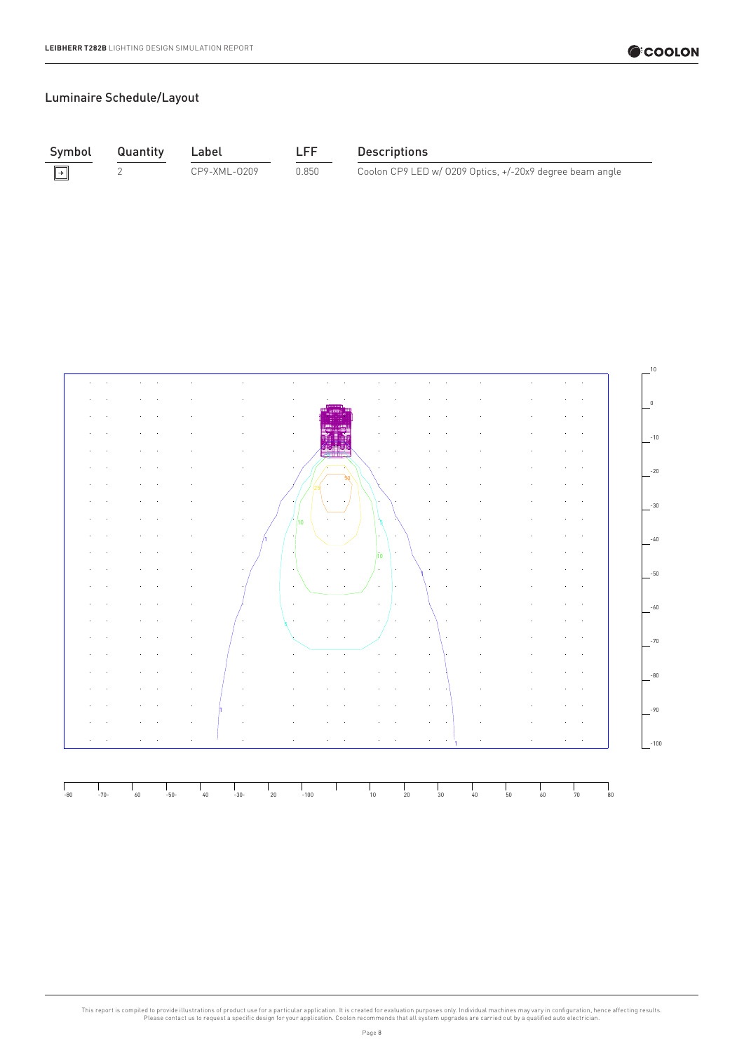## Luminaire Schedule/Layout

| Symbol | Quantity | Label | LFF | Descriptions |
|---|---|---|---|---|
| ⊡ | 2 | CP9-XML-O209 | 0.850 | Coolon CP9 LED w/ O209 Optics, +/-20x9 degree beam angle |

50
20
10
5
1
10
5
1

10
0
-10
-20
-30
-40
-50
-60
-70
-80
-90
-100

-80 -70- 60 -50- 40 -30- 20 -100 10 20 30 40 50 60 70 80

This report is compiled to provide illustrations of product use for a particular application. It is created for evaluation purposes only. Individual machines may vary in configuration, hence affecting results. Please contact us to request a specific design for your application. Coolon recommends that all system upgrades are carried out by a qualified auto electrician.